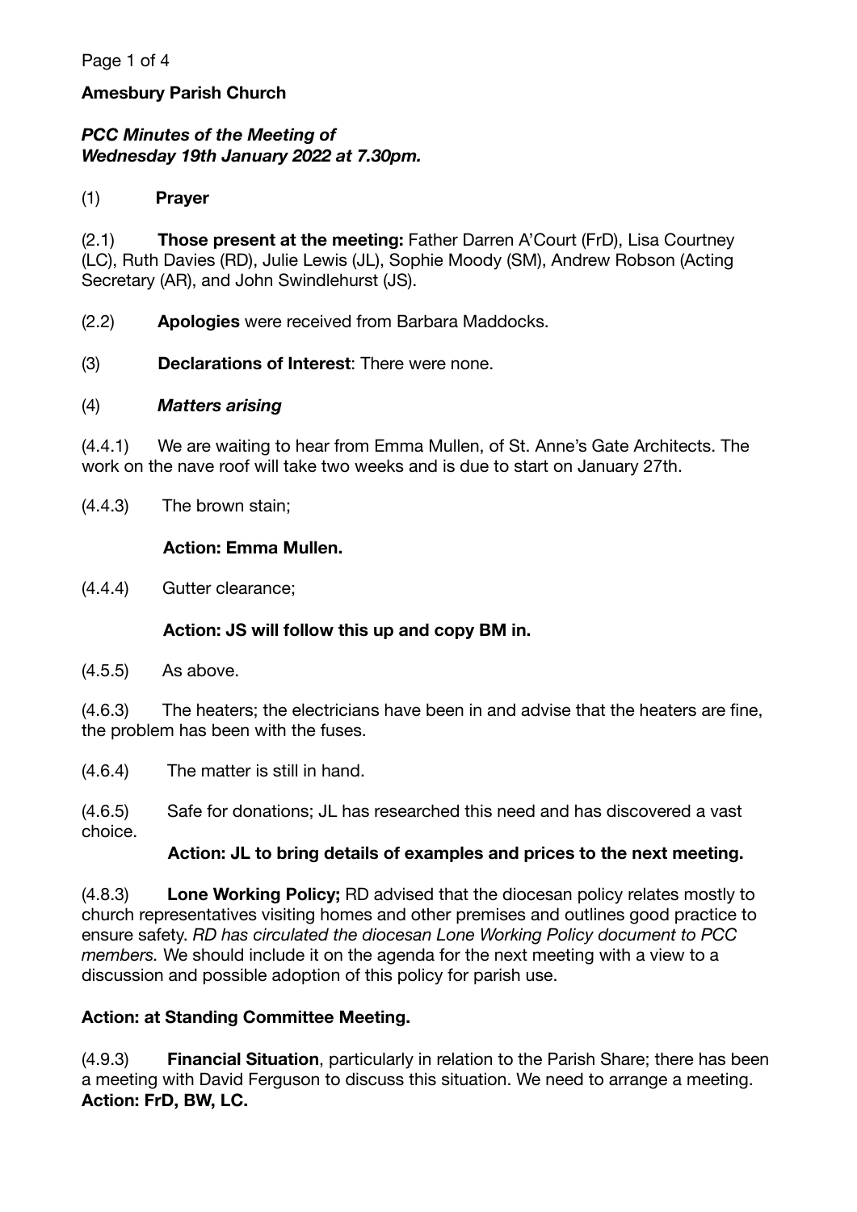**Amesbury Parish Church**

***PCC Minutes of the Meeting of Wednesday 19th January 2022 at 7.30pm.***

(1) **Prayer**

(2.1) **Those present at the meeting:** Father Darren A'Court (FrD), Lisa Courtney (LC), Ruth Davies (RD), Julie Lewis (JL), Sophie Moody (SM), Andrew Robson (Acting Secretary (AR), and John Swindlehurst (JS).

(2.2) **Apologies** were received from Barbara Maddocks.

(3) **Declarations of Interest**: There were none.

(4) ***Matters arising***

(4.4.1) We are waiting to hear from Emma Mullen, of St. Anne's Gate Architects. The work on the nave roof will take two weeks and is due to start on January 27th.

(4.4.3) The brown stain;

**Action: Emma Mullen.**

(4.4.4) Gutter clearance;

**Action: JS will follow this up and copy BM in.**

(4.5.5) As above.

(4.6.3) The heaters; the electricians have been in and advise that the heaters are fine, the problem has been with the fuses.

(4.6.4) The matter is still in hand.

(4.6.5) Safe for donations; JL has researched this need and has discovered a vast choice.

**Action: JL to bring details of examples and prices to the next meeting.**

(4.8.3) **Lone Working Policy;** RD advised that the diocesan policy relates mostly to church representatives visiting homes and other premises and outlines good practice to ensure safety. *RD has circulated the diocesan Lone Working Policy document to PCC members.* We should include it on the agenda for the next meeting with a view to a discussion and possible adoption of this policy for parish use.

**Action: at Standing Committee Meeting.**

(4.9.3) **Financial Situation**, particularly in relation to the Parish Share; there has been a meeting with David Ferguson to discuss this situation. We need to arrange a meeting.
**Action: FrD, BW, LC.**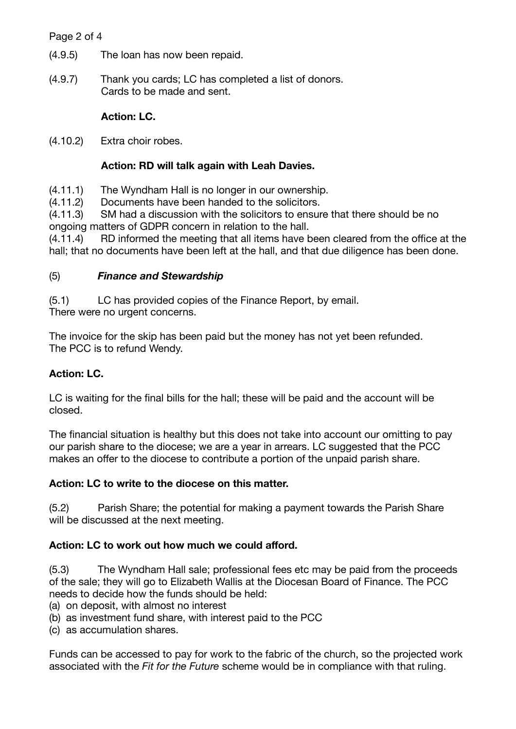(4.9.5) The loan has now been repaid.

(4.9.7) Thank you cards; LC has completed a list of donors.
Cards to be made and sent.

**Action: LC.**

(4.10.2) Extra choir robes.

**Action: RD will talk again with Leah Davies.**

(4.11.1) The Wyndham Hall is no longer in our ownership.
(4.11.2) Documents have been handed to the solicitors.
(4.11.3) SM had a discussion with the solicitors to ensure that there should be no ongoing matters of GDPR concern in relation to the hall.
(4.11.4) RD informed the meeting that all items have been cleared from the office at the hall; that no documents have been left at the hall, and that due diligence has been done.

## (5) *Finance and Stewardship*

(5.1) LC has provided copies of the Finance Report, by email.
There were no urgent concerns.

The invoice for the skip has been paid but the money has not yet been refunded.
The PCC is to refund Wendy.

**Action: LC.**

LC is waiting for the final bills for the hall; these will be paid and the account will be closed.

The financial situation is healthy but this does not take into account our omitting to pay our parish share to the diocese; we are a year in arrears. LC suggested that the PCC makes an offer to the diocese to contribute a portion of the unpaid parish share.

**Action: LC to write to the diocese on this matter.**

(5.2) Parish Share; the potential for making a payment towards the Parish Share will be discussed at the next meeting.

**Action: LC to work out how much we could afford.**

(5.3) The Wyndham Hall sale; professional fees etc may be paid from the proceeds of the sale; they will go to Elizabeth Wallis at the Diocesan Board of Finance. The PCC needs to decide how the funds should be held:
(a) on deposit, with almost no interest
(b) as investment fund share, with interest paid to the PCC
(c) as accumulation shares.

Funds can be accessed to pay for work to the fabric of the church, so the projected work associated with the *Fit for the Future* scheme would be in compliance with that ruling.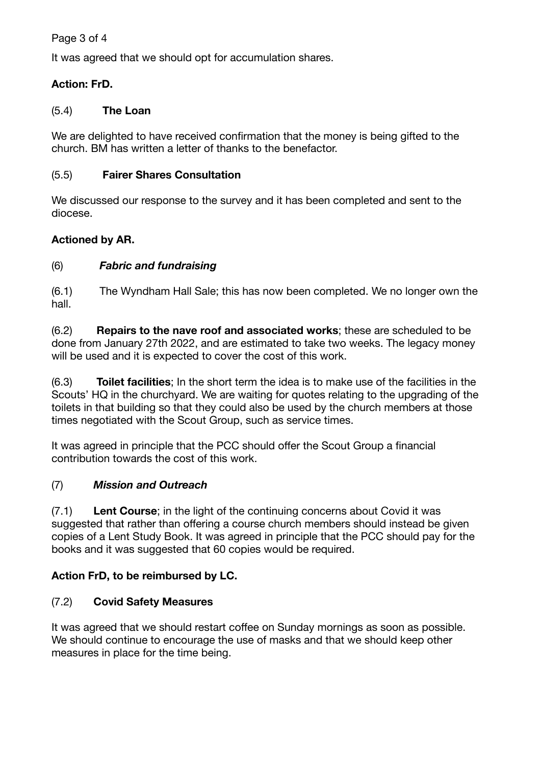It was agreed that we should opt for accumulation shares.

**Action: FrD.**

(5.4) **The Loan**

We are delighted to have received confirmation that the money is being gifted to the church. BM has written a letter of thanks to the benefactor.

(5.5) **Fairer Shares Consultation**

We discussed our response to the survey and it has been completed and sent to the diocese.

**Actioned by AR.**

(6) ***Fabric and fundraising***

(6.1) The Wyndham Hall Sale; this has now been completed. We no longer own the hall.

(6.2) **Repairs to the nave roof and associated works**; these are scheduled to be done from January 27th 2022, and are estimated to take two weeks. The legacy money will be used and it is expected to cover the cost of this work.

(6.3) **Toilet facilities**; In the short term the idea is to make use of the facilities in the Scouts' HQ in the churchyard. We are waiting for quotes relating to the upgrading of the toilets in that building so that they could also be used by the church members at those times negotiated with the Scout Group, such as service times.

It was agreed in principle that the PCC should offer the Scout Group a financial contribution towards the cost of this work.

(7) ***Mission and Outreach***

(7.1) **Lent Course**; in the light of the continuing concerns about Covid it was suggested that rather than offering a course church members should instead be given copies of a Lent Study Book. It was agreed in principle that the PCC should pay for the books and it was suggested that 60 copies would be required.

**Action FrD, to be reimbursed by LC.**

(7.2) **Covid Safety Measures**

It was agreed that we should restart coffee on Sunday mornings as soon as possible. We should continue to encourage the use of masks and that we should keep other measures in place for the time being.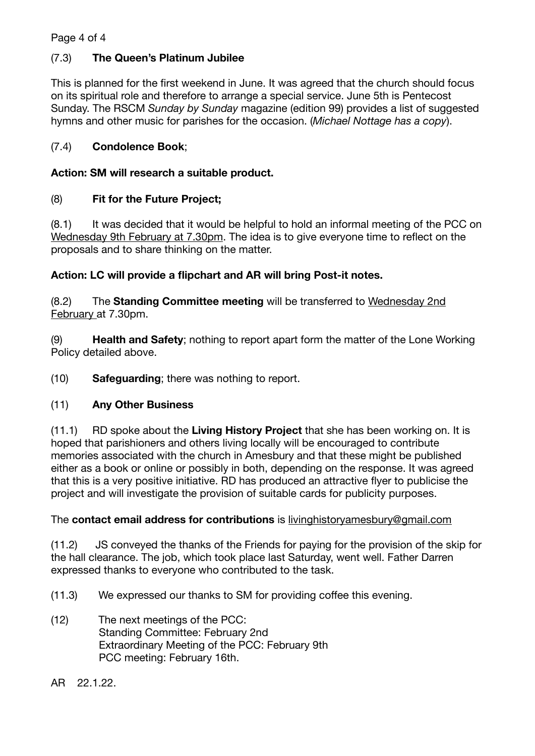(7.3) **The Queen's Platinum Jubilee**

This is planned for the first weekend in June. It was agreed that the church should focus on its spiritual role and therefore to arrange a special service. June 5th is Pentecost Sunday. The RSCM *Sunday by Sunday* magazine (edition 99) provides a list of suggested hymns and other music for parishes for the occasion. (*Michael Nottage has a copy*).

(7.4) **Condolence Book**;

**Action: SM will research a suitable product.**

(8) **Fit for the Future Project;**

(8.1) It was decided that it would be helpful to hold an informal meeting of the PCC on Wednesday 9th February at 7.30pm. The idea is to give everyone time to reflect on the proposals and to share thinking on the matter.

**Action: LC will provide a flipchart and AR will bring Post-it notes.**

(8.2) The **Standing Committee meeting** will be transferred to Wednesday 2nd February at 7.30pm.

(9) **Health and Safety**; nothing to report apart form the matter of the Lone Working Policy detailed above.

(10) **Safeguarding**; there was nothing to report.

(11) **Any Other Business**

(11.1) RD spoke about the **Living History Project** that she has been working on. It is hoped that parishioners and others living locally will be encouraged to contribute memories associated with the church in Amesbury and that these might be published either as a book or online or possibly in both, depending on the response. It was agreed that this is a very positive initiative. RD has produced an attractive flyer to publicise the project and will investigate the provision of suitable cards for publicity purposes.

The **contact email address for contributions** is livinghistoryamesbury@gmail.com

(11.2) JS conveyed the thanks of the Friends for paying for the provision of the skip for the hall clearance. The job, which took place last Saturday, went well. Father Darren expressed thanks to everyone who contributed to the task.

(11.3) We expressed our thanks to SM for providing coffee this evening.

(12) The next meetings of the PCC:
Standing Committee: February 2nd
Extraordinary Meeting of the PCC: February 9th
PCC meeting: February 16th.

AR 22.1.22.